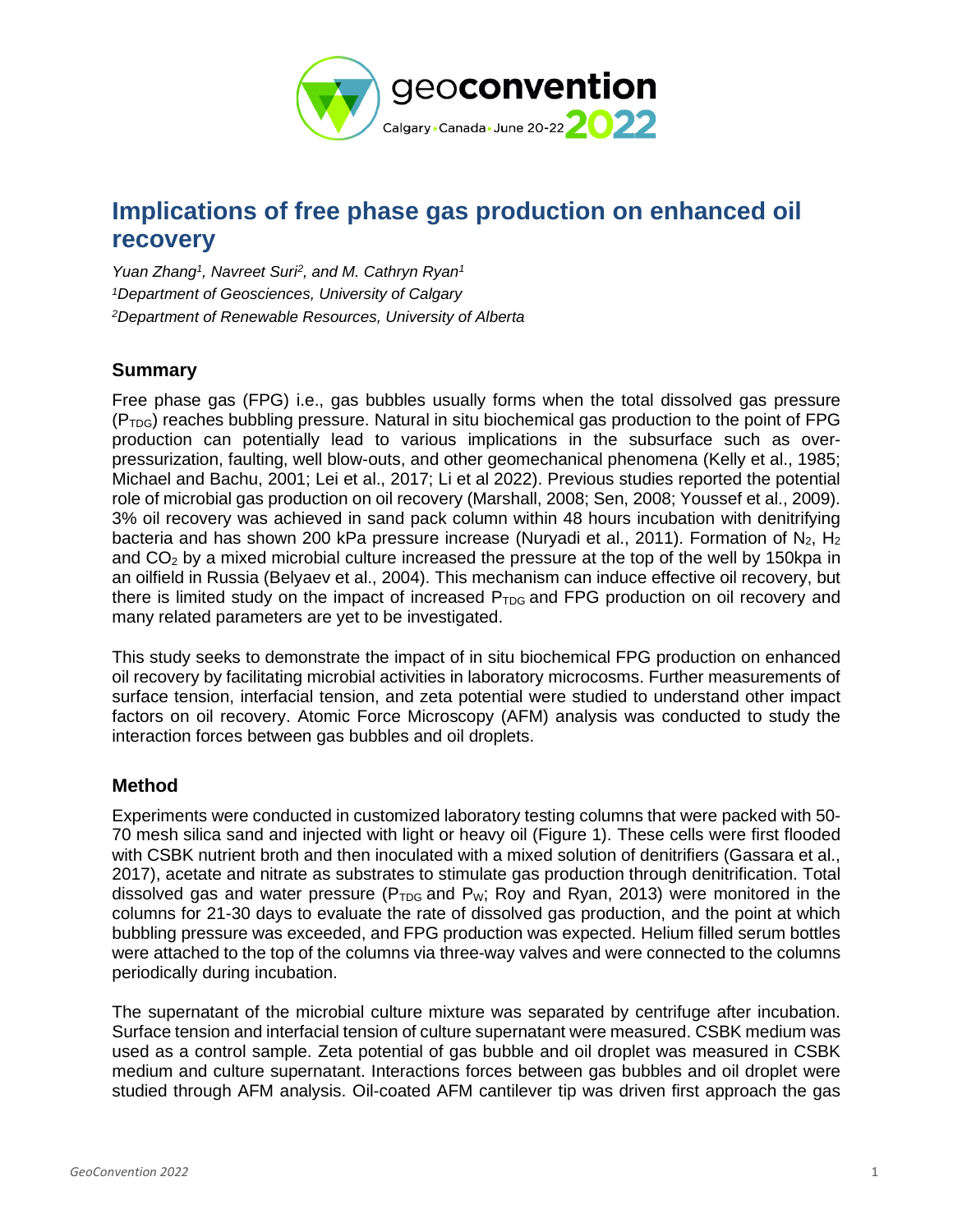# Implications of free phase gas production on enhanced oil recovery

*Yuan Zhang[1], Navreet Suri[2], and M. Cathryn Ryan[1]*
*[1]Department of Geosciences, University of Calgary*
*[2]Department of Renewable Resources, University of Alberta*

## Summary

Free phase gas (FPG) i.e., gas bubbles usually forms when the total dissolved gas pressure ($P_{TDG}$) reaches bubbling pressure. Natural in situ biochemical gas production to the point of FPG production can potentially lead to various implications in the subsurface such as over-pressurization, faulting, well blow-outs, and other geomechanical phenomena (Kelly et al., 1985; Michael and Bachu, 2001; Lei et al., 2017; Li et al 2022). Previous studies reported the potential role of microbial gas production on oil recovery (Marshall, 2008; Sen, 2008; Youssef et al., 2009). 3% oil recovery was achieved in sand pack column within 48 hours incubation with denitrifying bacteria and has shown 200 kPa pressure increase (Nuryadi et al., 2011). Formation of $N_2$, $H_2$ and $CO_2$ by a mixed microbial culture increased the pressure at the top of the well by 150kpa in an oilfield in Russia (Belyaev et al., 2004). This mechanism can induce effective oil recovery, but there is limited study on the impact of increased $P_{TDG}$ and FPG production on oil recovery and many related parameters are yet to be investigated.

This study seeks to demonstrate the impact of in situ biochemical FPG production on enhanced oil recovery by facilitating microbial activities in laboratory microcosms. Further measurements of surface tension, interfacial tension, and zeta potential were studied to understand other impact factors on oil recovery. Atomic Force Microscopy (AFM) analysis was conducted to study the interaction forces between gas bubbles and oil droplets.

## Method

Experiments were conducted in customized laboratory testing columns that were packed with 50-70 mesh silica sand and injected with light or heavy oil (Figure 1). These cells were first flooded with CSBK nutrient broth and then inoculated with a mixed solution of denitrifiers (Gassara et al., 2017), acetate and nitrate as substrates to stimulate gas production through denitrification. Total dissolved gas and water pressure ($P_{TDG}$ and $P_W$; Roy and Ryan, 2013) were monitored in the columns for 21-30 days to evaluate the rate of dissolved gas production, and the point at which bubbling pressure was exceeded, and FPG production was expected. Helium filled serum bottles were attached to the top of the columns via three-way valves and were connected to the columns periodically during incubation.

The supernatant of the microbial culture mixture was separated by centrifuge after incubation. Surface tension and interfacial tension of culture supernatant were measured. CSBK medium was used as a control sample. Zeta potential of gas bubble and oil droplet was measured in CSBK medium and culture supernatant. Interactions forces between gas bubbles and oil droplet were studied through AFM analysis. Oil-coated AFM cantilever tip was driven first approach the gas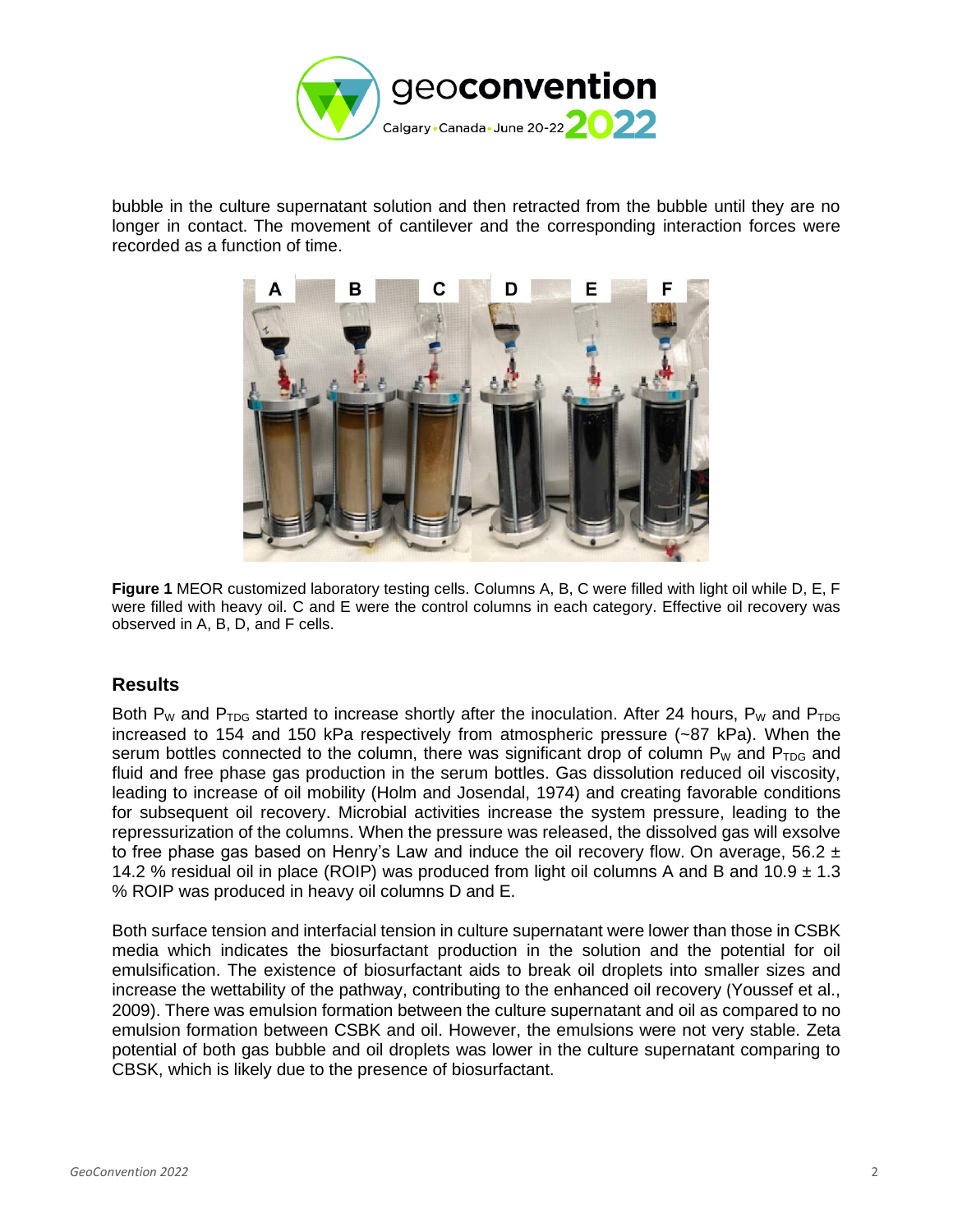bubble in the culture supernatant solution and then retracted from the bubble until they are no longer in contact. The movement of cantilever and the corresponding interaction forces were recorded as a function of time.

**Figure 1** MEOR customized laboratory testing cells. Columns A, B, C were filled with light oil while D, E, F were filled with heavy oil. C and E were the control columns in each category. Effective oil recovery was observed in A, B, D, and F cells.

## Results

Both $P_W$ and $P_{TDG}$ started to increase shortly after the inoculation. After 24 hours, $P_W$ and $P_{TDG}$ increased to 154 and 150 kPa respectively from atmospheric pressure (~87 kPa). When the serum bottles connected to the column, there was significant drop of column $P_W$ and $P_{TDG}$ and fluid and free phase gas production in the serum bottles. Gas dissolution reduced oil viscosity, leading to increase of oil mobility (Holm and Josendal, 1974) and creating favorable conditions for subsequent oil recovery. Microbial activities increase the system pressure, leading to the repressurization of the columns. When the pressure was released, the dissolved gas will exsolve to free phase gas based on Henry's Law and induce the oil recovery flow. On average, 56.2 ± 14.2 % residual oil in place (ROIP) was produced from light oil columns A and B and 10.9 ± 1.3 % ROIP was produced in heavy oil columns D and E.

Both surface tension and interfacial tension in culture supernatant were lower than those in CSBK media which indicates the biosurfactant production in the solution and the potential for oil emulsification. The existence of biosurfactant aids to break oil droplets into smaller sizes and increase the wettability of the pathway, contributing to the enhanced oil recovery (Youssef et al., 2009). There was emulsion formation between the culture supernatant and oil as compared to no emulsion formation between CSBK and oil. However, the emulsions were not very stable. Zeta potential of both gas bubble and oil droplets was lower in the culture supernatant comparing to CBSK, which is likely due to the presence of biosurfactant.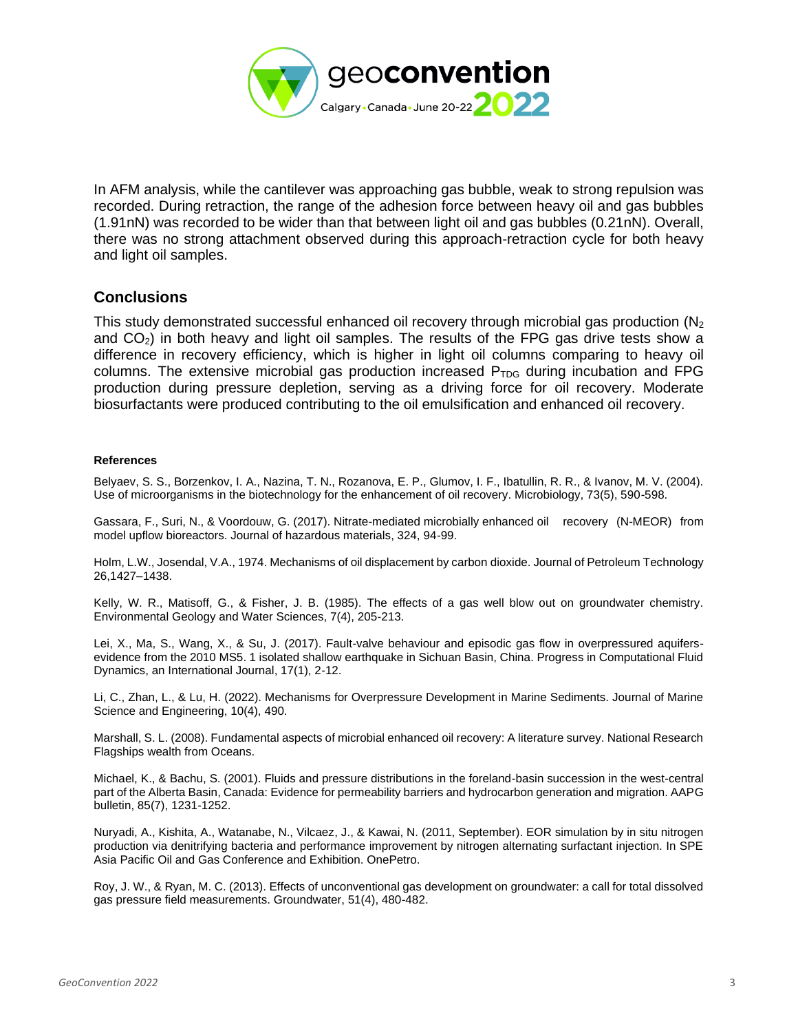In AFM analysis, while the cantilever was approaching gas bubble, weak to strong repulsion was recorded. During retraction, the range of the adhesion force between heavy oil and gas bubbles (1.91nN) was recorded to be wider than that between light oil and gas bubbles (0.21nN). Overall, there was no strong attachment observed during this approach-retraction cycle for both heavy and light oil samples.

## Conclusions

This study demonstrated successful enhanced oil recovery through microbial gas production ($N_2$ and $CO_2$) in both heavy and light oil samples. The results of the FPG gas drive tests show a difference in recovery efficiency, which is higher in light oil columns comparing to heavy oil columns. The extensive microbial gas production increased $P_{TDG}$ during incubation and FPG production during pressure depletion, serving as a driving force for oil recovery. Moderate biosurfactants were produced contributing to the oil emulsification and enhanced oil recovery.

#### References

Belyaev, S. S., Borzenkov, I. A., Nazina, T. N., Rozanova, E. P., Glumov, I. F., Ibatullin, R. R., & Ivanov, M. V. (2004). Use of microorganisms in the biotechnology for the enhancement of oil recovery. Microbiology, 73(5), 590-598.

Gassara, F., Suri, N., & Voordouw, G. (2017). Nitrate-mediated microbially enhanced oil recovery (N-MEOR) from model upflow bioreactors. Journal of hazardous materials, 324, 94-99.

Holm, L.W., Josendal, V.A., 1974. Mechanisms of oil displacement by carbon dioxide. Journal of Petroleum Technology 26,1427–1438.

Kelly, W. R., Matisoff, G., & Fisher, J. B. (1985). The effects of a gas well blow out on groundwater chemistry. Environmental Geology and Water Sciences, 7(4), 205-213.

Lei, X., Ma, S., Wang, X., & Su, J. (2017). Fault-valve behaviour and episodic gas flow in overpressured aquifers-evidence from the 2010 MS5. 1 isolated shallow earthquake in Sichuan Basin, China. Progress in Computational Fluid Dynamics, an International Journal, 17(1), 2-12.

Li, C., Zhan, L., & Lu, H. (2022). Mechanisms for Overpressure Development in Marine Sediments. Journal of Marine Science and Engineering, 10(4), 490.

Marshall, S. L. (2008). Fundamental aspects of microbial enhanced oil recovery: A literature survey. National Research Flagships wealth from Oceans.

Michael, K., & Bachu, S. (2001). Fluids and pressure distributions in the foreland-basin succession in the west-central part of the Alberta Basin, Canada: Evidence for permeability barriers and hydrocarbon generation and migration. AAPG bulletin, 85(7), 1231-1252.

Nuryadi, A., Kishita, A., Watanabe, N., Vilcaez, J., & Kawai, N. (2011, September). EOR simulation by in situ nitrogen production via denitrifying bacteria and performance improvement by nitrogen alternating surfactant injection. In SPE Asia Pacific Oil and Gas Conference and Exhibition. OnePetro.

Roy, J. W., & Ryan, M. C. (2013). Effects of unconventional gas development on groundwater: a call for total dissolved gas pressure field measurements. Groundwater, 51(4), 480-482.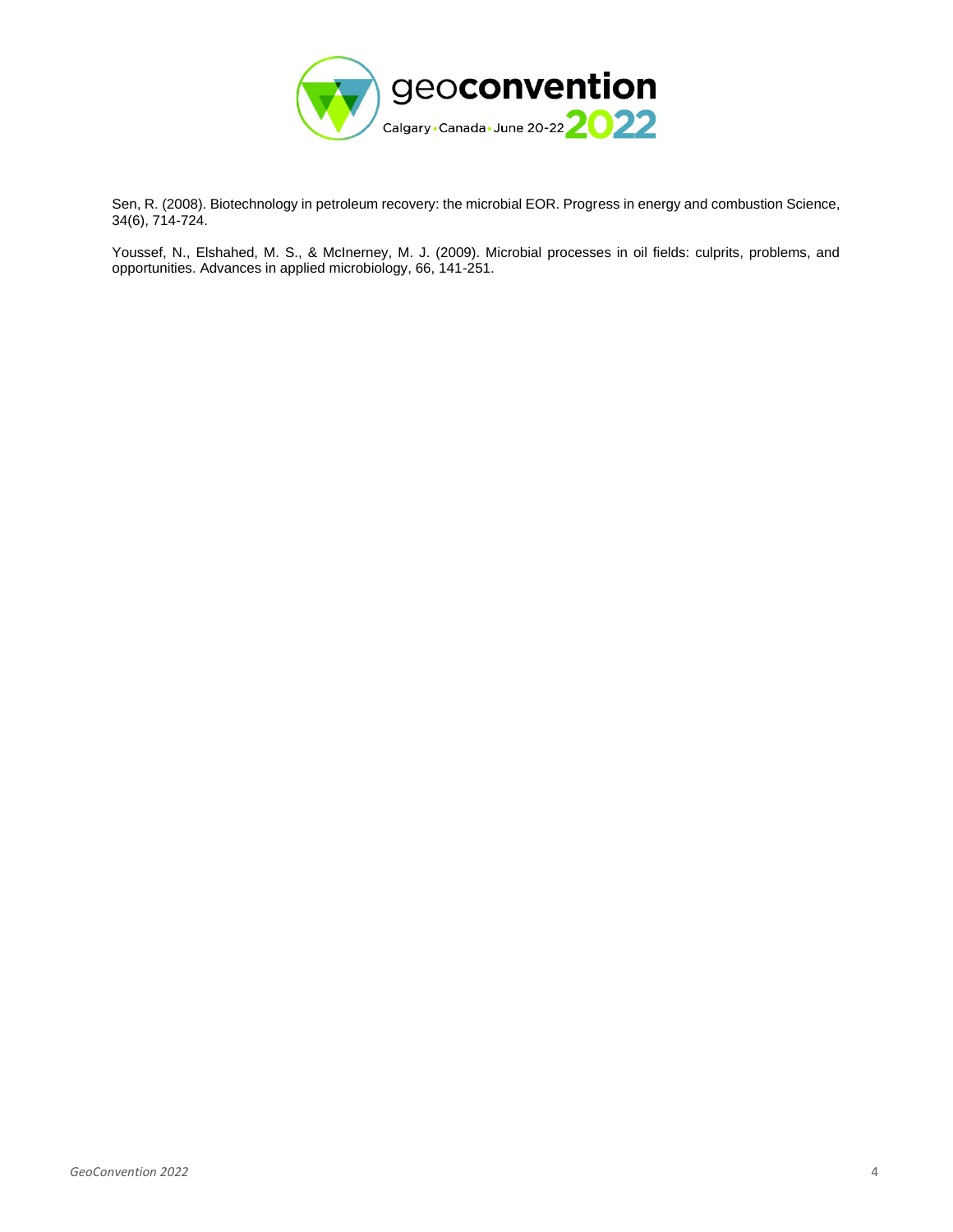Sen, R. (2008). Biotechnology in petroleum recovery: the microbial EOR. Progress in energy and combustion Science, 34(6), 714-724.

Youssef, N., Elshahed, M. S., & McInerney, M. J. (2009). Microbial processes in oil fields: culprits, problems, and opportunities. Advances in applied microbiology, 66, 141-251.